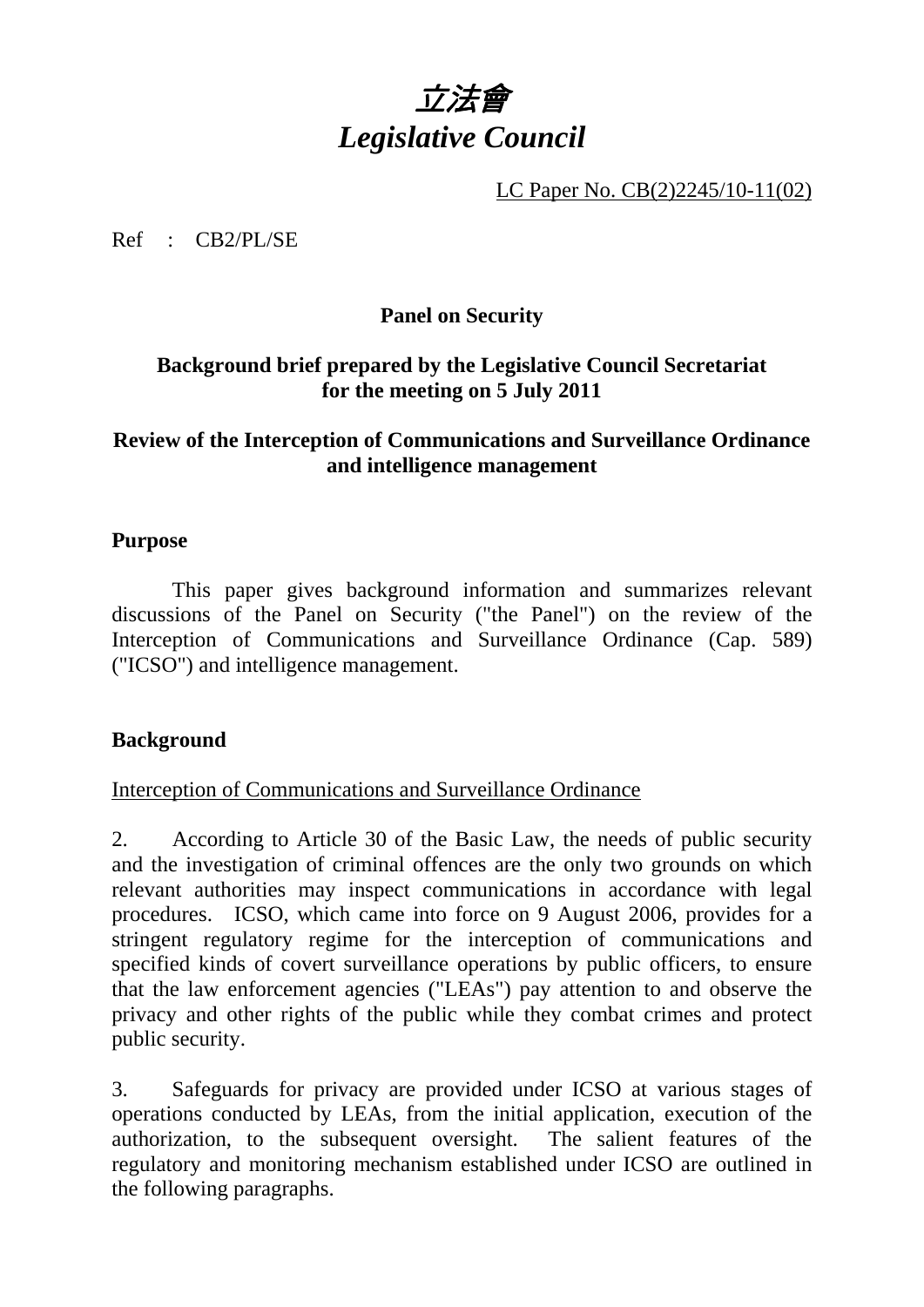# *立法會*
# *Legislative Council*

LC Paper No. CB(2)2245/10-11(02)

Ref : CB2/PL/SE

**Panel on Security**

**Background brief prepared by the Legislative Council Secretariat for the meeting on 5 July 2011**

**Review of the Interception of Communications and Surveillance Ordinance and intelligence management**

## Purpose

This paper gives background information and summarizes relevant discussions of the Panel on Security ("the Panel") on the review of the Interception of Communications and Surveillance Ordinance (Cap. 589) ("ICSO") and intelligence management.

## Background

Interception of Communications and Surveillance Ordinance

2. According to Article 30 of the Basic Law, the needs of public security and the investigation of criminal offences are the only two grounds on which relevant authorities may inspect communications in accordance with legal procedures. ICSO, which came into force on 9 August 2006, provides for a stringent regulatory regime for the interception of communications and specified kinds of covert surveillance operations by public officers, to ensure that the law enforcement agencies ("LEAs") pay attention to and observe the privacy and other rights of the public while they combat crimes and protect public security.

3. Safeguards for privacy are provided under ICSO at various stages of operations conducted by LEAs, from the initial application, execution of the authorization, to the subsequent oversight. The salient features of the regulatory and monitoring mechanism established under ICSO are outlined in the following paragraphs.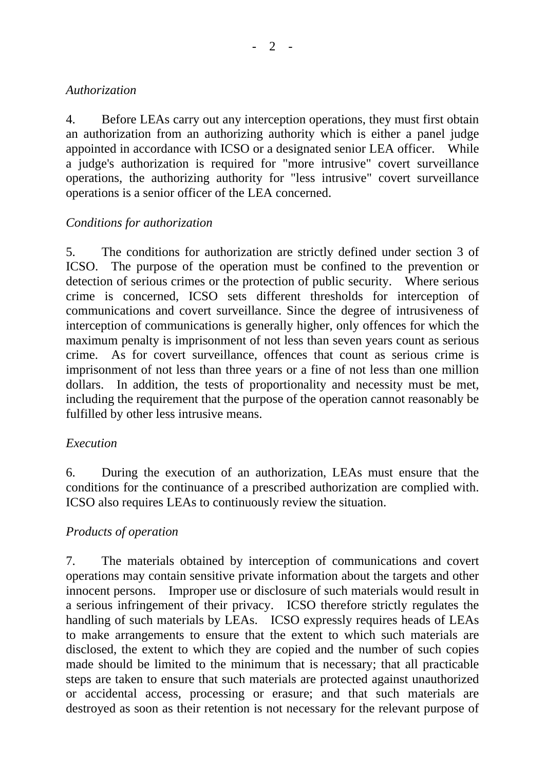*Authorization*

4. Before LEAs carry out any interception operations, they must first obtain an authorization from an authorizing authority which is either a panel judge appointed in accordance with ICSO or a designated senior LEA officer. While a judge's authorization is required for "more intrusive" covert surveillance operations, the authorizing authority for "less intrusive" covert surveillance operations is a senior officer of the LEA concerned.

*Conditions for authorization*

5. The conditions for authorization are strictly defined under section 3 of ICSO. The purpose of the operation must be confined to the prevention or detection of serious crimes or the protection of public security. Where serious crime is concerned, ICSO sets different thresholds for interception of communications and covert surveillance. Since the degree of intrusiveness of interception of communications is generally higher, only offences for which the maximum penalty is imprisonment of not less than seven years count as serious crime. As for covert surveillance, offences that count as serious crime is imprisonment of not less than three years or a fine of not less than one million dollars. In addition, the tests of proportionality and necessity must be met, including the requirement that the purpose of the operation cannot reasonably be fulfilled by other less intrusive means.

*Execution*

6. During the execution of an authorization, LEAs must ensure that the conditions for the continuance of a prescribed authorization are complied with. ICSO also requires LEAs to continuously review the situation.

*Products of operation*

7. The materials obtained by interception of communications and covert operations may contain sensitive private information about the targets and other innocent persons. Improper use or disclosure of such materials would result in a serious infringement of their privacy. ICSO therefore strictly regulates the handling of such materials by LEAs. ICSO expressly requires heads of LEAs to make arrangements to ensure that the extent to which such materials are disclosed, the extent to which they are copied and the number of such copies made should be limited to the minimum that is necessary; that all practicable steps are taken to ensure that such materials are protected against unauthorized or accidental access, processing or erasure; and that such materials are destroyed as soon as their retention is not necessary for the relevant purpose of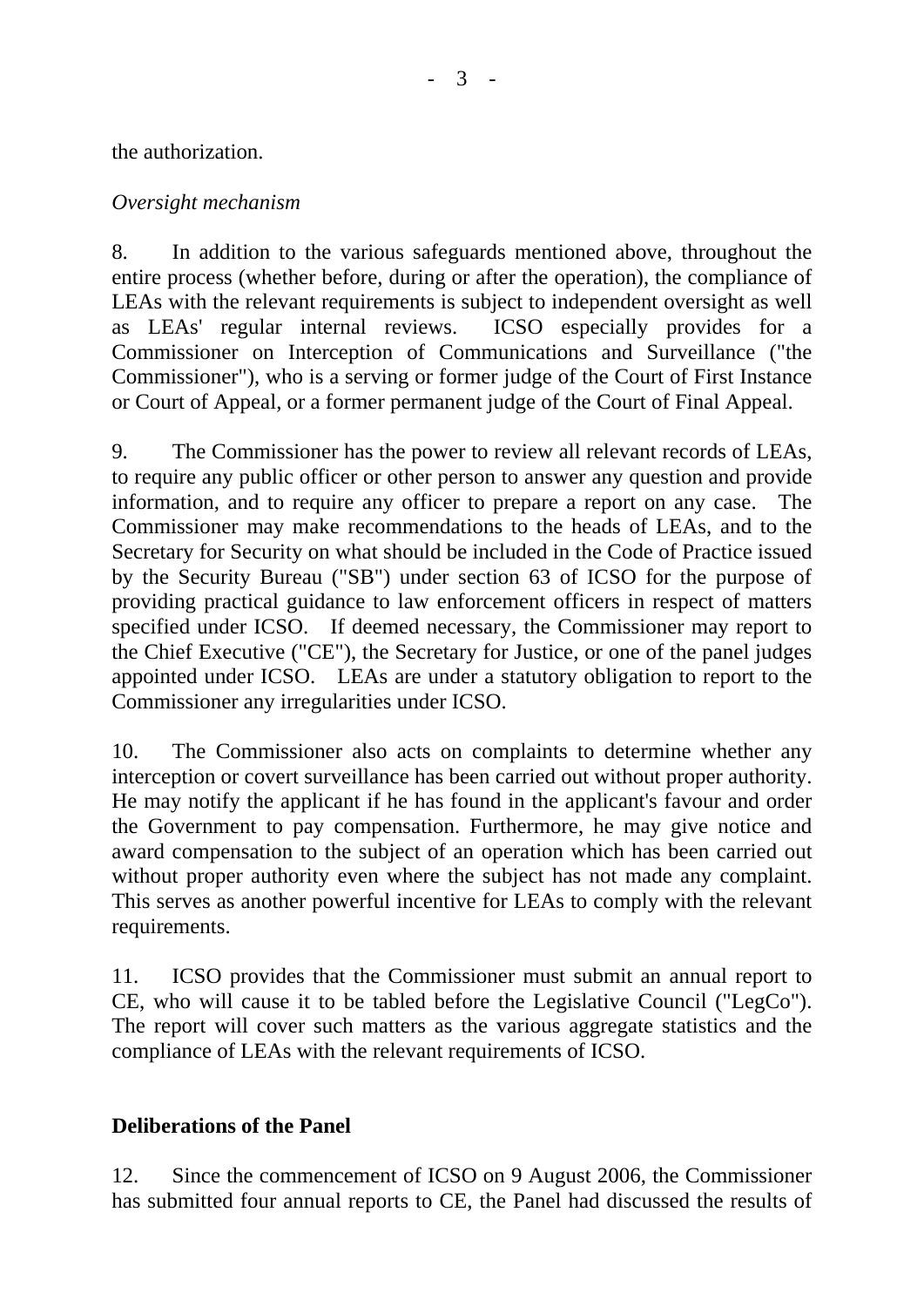the authorization.

*Oversight mechanism*

8. In addition to the various safeguards mentioned above, throughout the entire process (whether before, during or after the operation), the compliance of LEAs with the relevant requirements is subject to independent oversight as well as LEAs' regular internal reviews. ICSO especially provides for a Commissioner on Interception of Communications and Surveillance ("the Commissioner"), who is a serving or former judge of the Court of First Instance or Court of Appeal, or a former permanent judge of the Court of Final Appeal.

9. The Commissioner has the power to review all relevant records of LEAs, to require any public officer or other person to answer any question and provide information, and to require any officer to prepare a report on any case. The Commissioner may make recommendations to the heads of LEAs, and to the Secretary for Security on what should be included in the Code of Practice issued by the Security Bureau ("SB") under section 63 of ICSO for the purpose of providing practical guidance to law enforcement officers in respect of matters specified under ICSO. If deemed necessary, the Commissioner may report to the Chief Executive ("CE"), the Secretary for Justice, or one of the panel judges appointed under ICSO. LEAs are under a statutory obligation to report to the Commissioner any irregularities under ICSO.

10. The Commissioner also acts on complaints to determine whether any interception or covert surveillance has been carried out without proper authority. He may notify the applicant if he has found in the applicant's favour and order the Government to pay compensation. Furthermore, he may give notice and award compensation to the subject of an operation which has been carried out without proper authority even where the subject has not made any complaint. This serves as another powerful incentive for LEAs to comply with the relevant requirements.

11. ICSO provides that the Commissioner must submit an annual report to CE, who will cause it to be tabled before the Legislative Council ("LegCo"). The report will cover such matters as the various aggregate statistics and the compliance of LEAs with the relevant requirements of ICSO.

**Deliberations of the Panel**

12. Since the commencement of ICSO on 9 August 2006, the Commissioner has submitted four annual reports to CE, the Panel had discussed the results of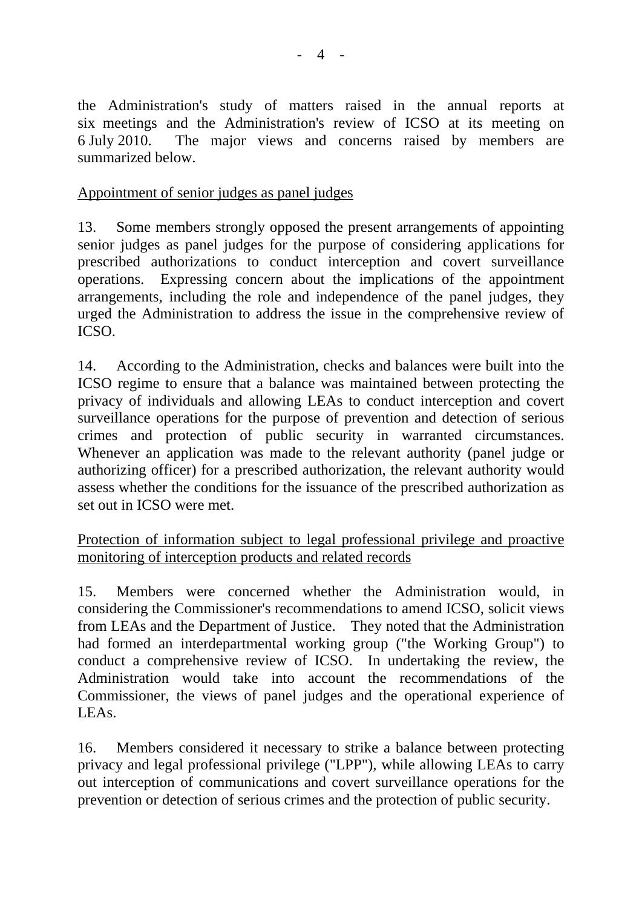the Administration's study of matters raised in the annual reports at six meetings and the Administration's review of ICSO at its meeting on 6 July 2010. The major views and concerns raised by members are summarized below.

<u>Appointment of senior judges as panel judges</u>

13. Some members strongly opposed the present arrangements of appointing senior judges as panel judges for the purpose of considering applications for prescribed authorizations to conduct interception and covert surveillance operations. Expressing concern about the implications of the appointment arrangements, including the role and independence of the panel judges, they urged the Administration to address the issue in the comprehensive review of ICSO.

14. According to the Administration, checks and balances were built into the ICSO regime to ensure that a balance was maintained between protecting the privacy of individuals and allowing LEAs to conduct interception and covert surveillance operations for the purpose of prevention and detection of serious crimes and protection of public security in warranted circumstances. Whenever an application was made to the relevant authority (panel judge or authorizing officer) for a prescribed authorization, the relevant authority would assess whether the conditions for the issuance of the prescribed authorization as set out in ICSO were met.

<u>Protection of information subject to legal professional privilege and proactive monitoring of interception products and related records</u>

15. Members were concerned whether the Administration would, in considering the Commissioner's recommendations to amend ICSO, solicit views from LEAs and the Department of Justice. They noted that the Administration had formed an interdepartmental working group ("the Working Group") to conduct a comprehensive review of ICSO. In undertaking the review, the Administration would take into account the recommendations of the Commissioner, the views of panel judges and the operational experience of LEAs.

16. Members considered it necessary to strike a balance between protecting privacy and legal professional privilege ("LPP"), while allowing LEAs to carry out interception of communications and covert surveillance operations for the prevention or detection of serious crimes and the protection of public security.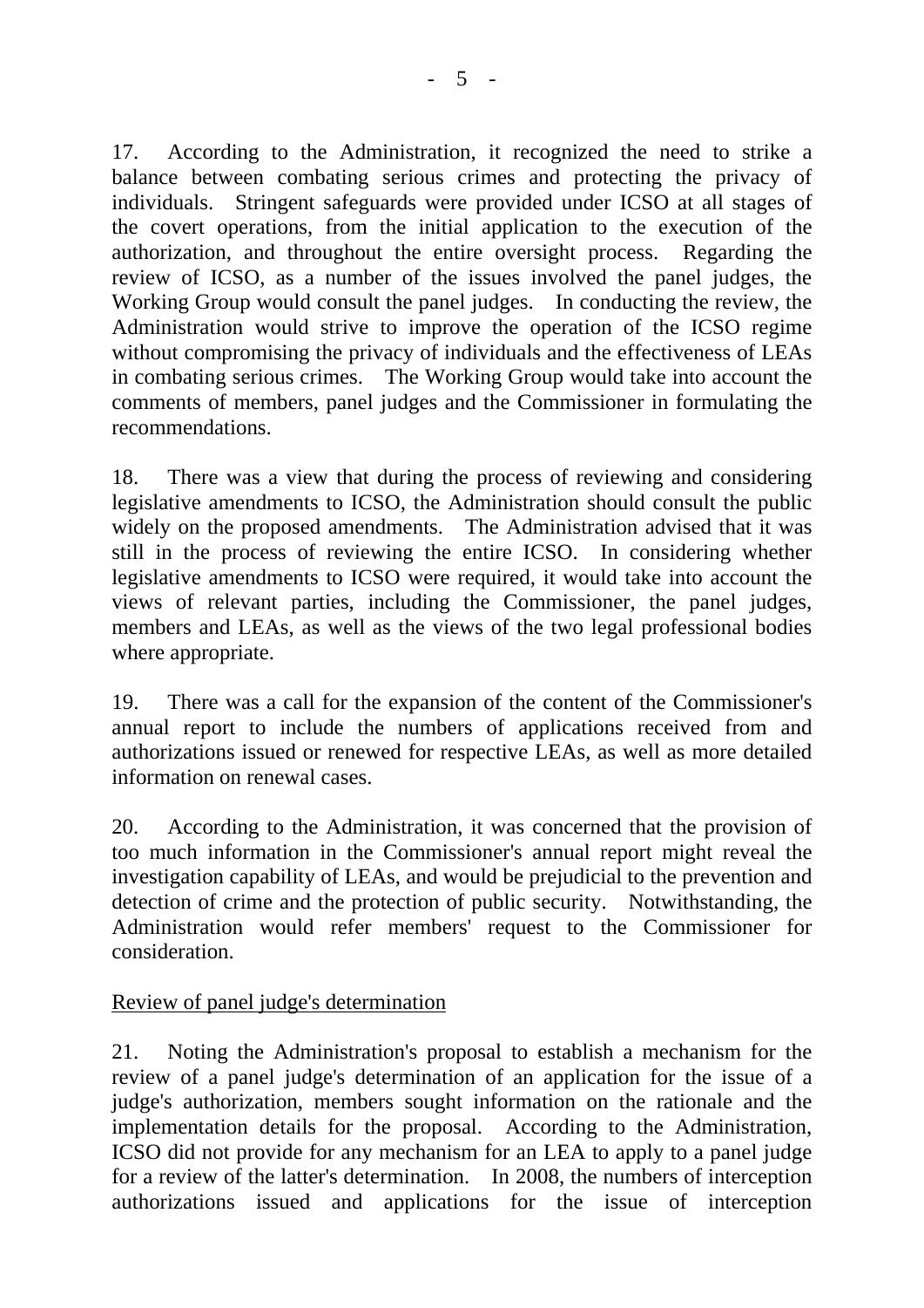17. According to the Administration, it recognized the need to strike a balance between combating serious crimes and protecting the privacy of individuals. Stringent safeguards were provided under ICSO at all stages of the covert operations, from the initial application to the execution of the authorization, and throughout the entire oversight process. Regarding the review of ICSO, as a number of the issues involved the panel judges, the Working Group would consult the panel judges. In conducting the review, the Administration would strive to improve the operation of the ICSO regime without compromising the privacy of individuals and the effectiveness of LEAs in combating serious crimes. The Working Group would take into account the comments of members, panel judges and the Commissioner in formulating the recommendations.

18. There was a view that during the process of reviewing and considering legislative amendments to ICSO, the Administration should consult the public widely on the proposed amendments. The Administration advised that it was still in the process of reviewing the entire ICSO. In considering whether legislative amendments to ICSO were required, it would take into account the views of relevant parties, including the Commissioner, the panel judges, members and LEAs, as well as the views of the two legal professional bodies where appropriate.

19. There was a call for the expansion of the content of the Commissioner's annual report to include the numbers of applications received from and authorizations issued or renewed for respective LEAs, as well as more detailed information on renewal cases.

20. According to the Administration, it was concerned that the provision of too much information in the Commissioner's annual report might reveal the investigation capability of LEAs, and would be prejudicial to the prevention and detection of crime and the protection of public security. Notwithstanding, the Administration would refer members' request to the Commissioner for consideration.

<u>Review of panel judge's determination</u>

21. Noting the Administration's proposal to establish a mechanism for the review of a panel judge's determination of an application for the issue of a judge's authorization, members sought information on the rationale and the implementation details for the proposal. According to the Administration, ICSO did not provide for any mechanism for an LEA to apply to a panel judge for a review of the latter's determination. In 2008, the numbers of interception authorizations issued and applications for the issue of interception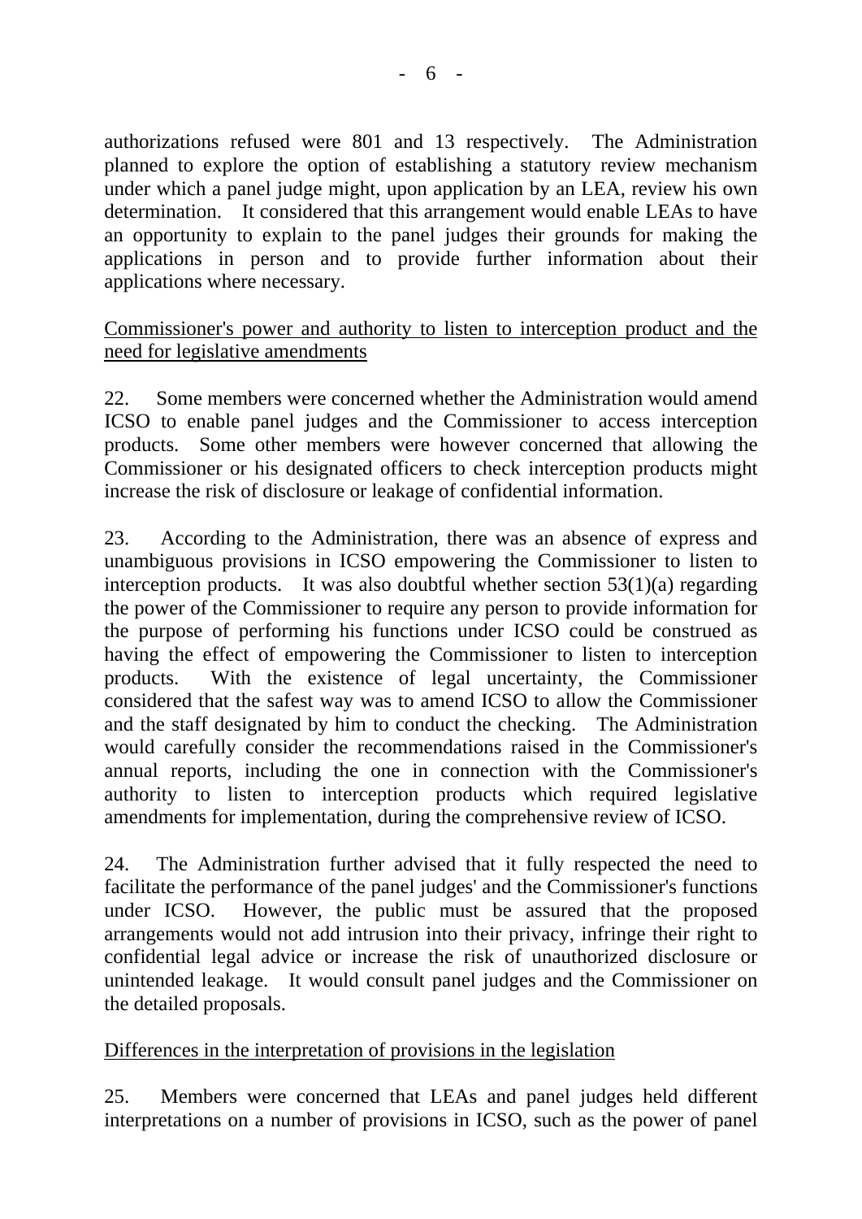authorizations refused were 801 and 13 respectively. The Administration planned to explore the option of establishing a statutory review mechanism under which a panel judge might, upon application by an LEA, review his own determination. It considered that this arrangement would enable LEAs to have an opportunity to explain to the panel judges their grounds for making the applications in person and to provide further information about their applications where necessary.

<u>Commissioner's power and authority to listen to interception product and the need for legislative amendments</u>

22. Some members were concerned whether the Administration would amend ICSO to enable panel judges and the Commissioner to access interception products. Some other members were however concerned that allowing the Commissioner or his designated officers to check interception products might increase the risk of disclosure or leakage of confidential information.

23. According to the Administration, there was an absence of express and unambiguous provisions in ICSO empowering the Commissioner to listen to interception products. It was also doubtful whether section 53(1)(a) regarding the power of the Commissioner to require any person to provide information for the purpose of performing his functions under ICSO could be construed as having the effect of empowering the Commissioner to listen to interception products. With the existence of legal uncertainty, the Commissioner considered that the safest way was to amend ICSO to allow the Commissioner and the staff designated by him to conduct the checking. The Administration would carefully consider the recommendations raised in the Commissioner's annual reports, including the one in connection with the Commissioner's authority to listen to interception products which required legislative amendments for implementation, during the comprehensive review of ICSO.

24. The Administration further advised that it fully respected the need to facilitate the performance of the panel judges' and the Commissioner's functions under ICSO. However, the public must be assured that the proposed arrangements would not add intrusion into their privacy, infringe their right to confidential legal advice or increase the risk of unauthorized disclosure or unintended leakage. It would consult panel judges and the Commissioner on the detailed proposals.

<u>Differences in the interpretation of provisions in the legislation</u>

25. Members were concerned that LEAs and panel judges held different interpretations on a number of provisions in ICSO, such as the power of panel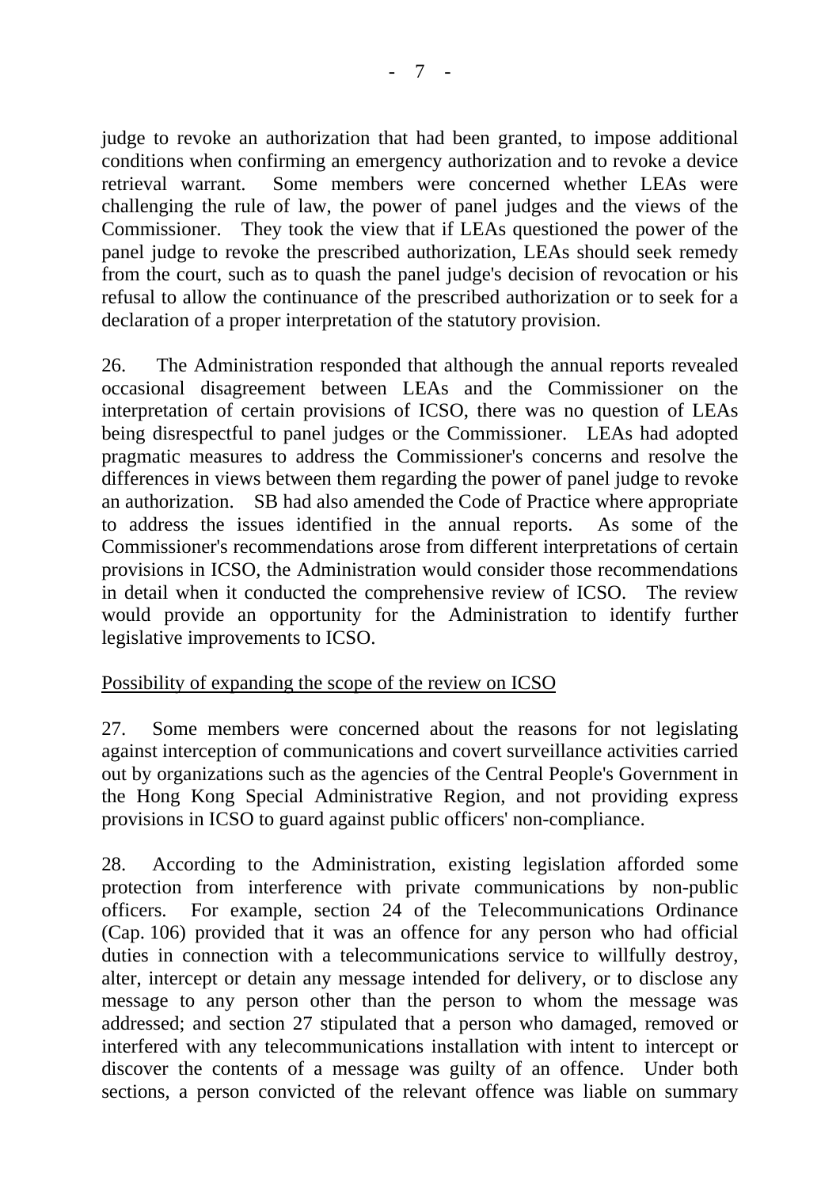judge to revoke an authorization that had been granted, to impose additional conditions when confirming an emergency authorization and to revoke a device retrieval warrant. Some members were concerned whether LEAs were challenging the rule of law, the power of panel judges and the views of the Commissioner. They took the view that if LEAs questioned the power of the panel judge to revoke the prescribed authorization, LEAs should seek remedy from the court, such as to quash the panel judge's decision of revocation or his refusal to allow the continuance of the prescribed authorization or to seek for a declaration of a proper interpretation of the statutory provision.

26. The Administration responded that although the annual reports revealed occasional disagreement between LEAs and the Commissioner on the interpretation of certain provisions of ICSO, there was no question of LEAs being disrespectful to panel judges or the Commissioner. LEAs had adopted pragmatic measures to address the Commissioner's concerns and resolve the differences in views between them regarding the power of panel judge to revoke an authorization. SB had also amended the Code of Practice where appropriate to address the issues identified in the annual reports. As some of the Commissioner's recommendations arose from different interpretations of certain provisions in ICSO, the Administration would consider those recommendations in detail when it conducted the comprehensive review of ICSO. The review would provide an opportunity for the Administration to identify further legislative improvements to ICSO.

<u>Possibility of expanding the scope of the review on ICSO</u>

27. Some members were concerned about the reasons for not legislating against interception of communications and covert surveillance activities carried out by organizations such as the agencies of the Central People's Government in the Hong Kong Special Administrative Region, and not providing express provisions in ICSO to guard against public officers' non-compliance.

28. According to the Administration, existing legislation afforded some protection from interference with private communications by non-public officers. For example, section 24 of the Telecommunications Ordinance (Cap. 106) provided that it was an offence for any person who had official duties in connection with a telecommunications service to willfully destroy, alter, intercept or detain any message intended for delivery, or to disclose any message to any person other than the person to whom the message was addressed; and section 27 stipulated that a person who damaged, removed or interfered with any telecommunications installation with intent to intercept or discover the contents of a message was guilty of an offence. Under both sections, a person convicted of the relevant offence was liable on summary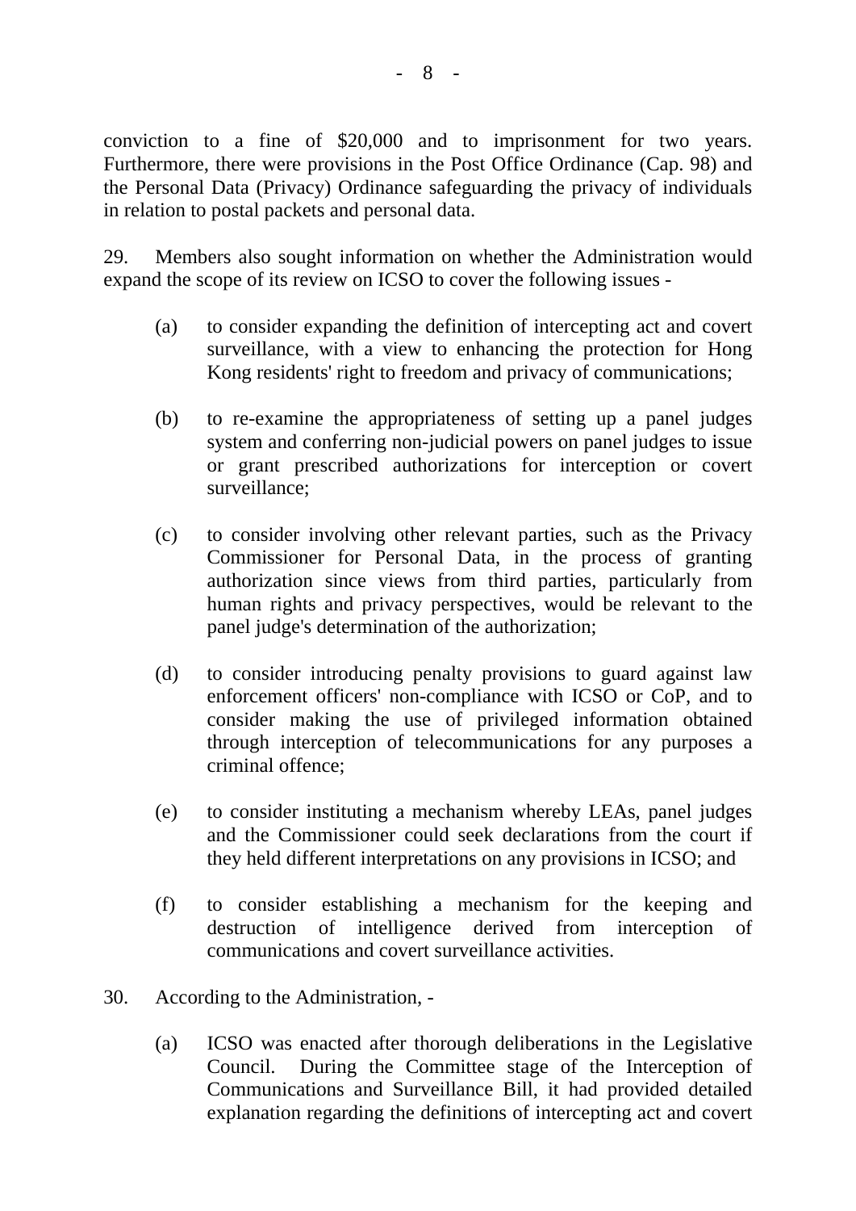conviction to a fine of $20,000 and to imprisonment for two years. Furthermore, there were provisions in the Post Office Ordinance (Cap. 98) and the Personal Data (Privacy) Ordinance safeguarding the privacy of individuals in relation to postal packets and personal data.

29. Members also sought information on whether the Administration would expand the scope of its review on ICSO to cover the following issues -

(a) to consider expanding the definition of intercepting act and covert surveillance, with a view to enhancing the protection for Hong Kong residents' right to freedom and privacy of communications;

(b) to re-examine the appropriateness of setting up a panel judges system and conferring non-judicial powers on panel judges to issue or grant prescribed authorizations for interception or covert surveillance;

(c) to consider involving other relevant parties, such as the Privacy Commissioner for Personal Data, in the process of granting authorization since views from third parties, particularly from human rights and privacy perspectives, would be relevant to the panel judge's determination of the authorization;

(d) to consider introducing penalty provisions to guard against law enforcement officers' non-compliance with ICSO or CoP, and to consider making the use of privileged information obtained through interception of telecommunications for any purposes a criminal offence;

(e) to consider instituting a mechanism whereby LEAs, panel judges and the Commissioner could seek declarations from the court if they held different interpretations on any provisions in ICSO; and

(f) to consider establishing a mechanism for the keeping and destruction of intelligence derived from interception of communications and covert surveillance activities.

30. According to the Administration, -

(a) ICSO was enacted after thorough deliberations in the Legislative Council. During the Committee stage of the Interception of Communications and Surveillance Bill, it had provided detailed explanation regarding the definitions of intercepting act and covert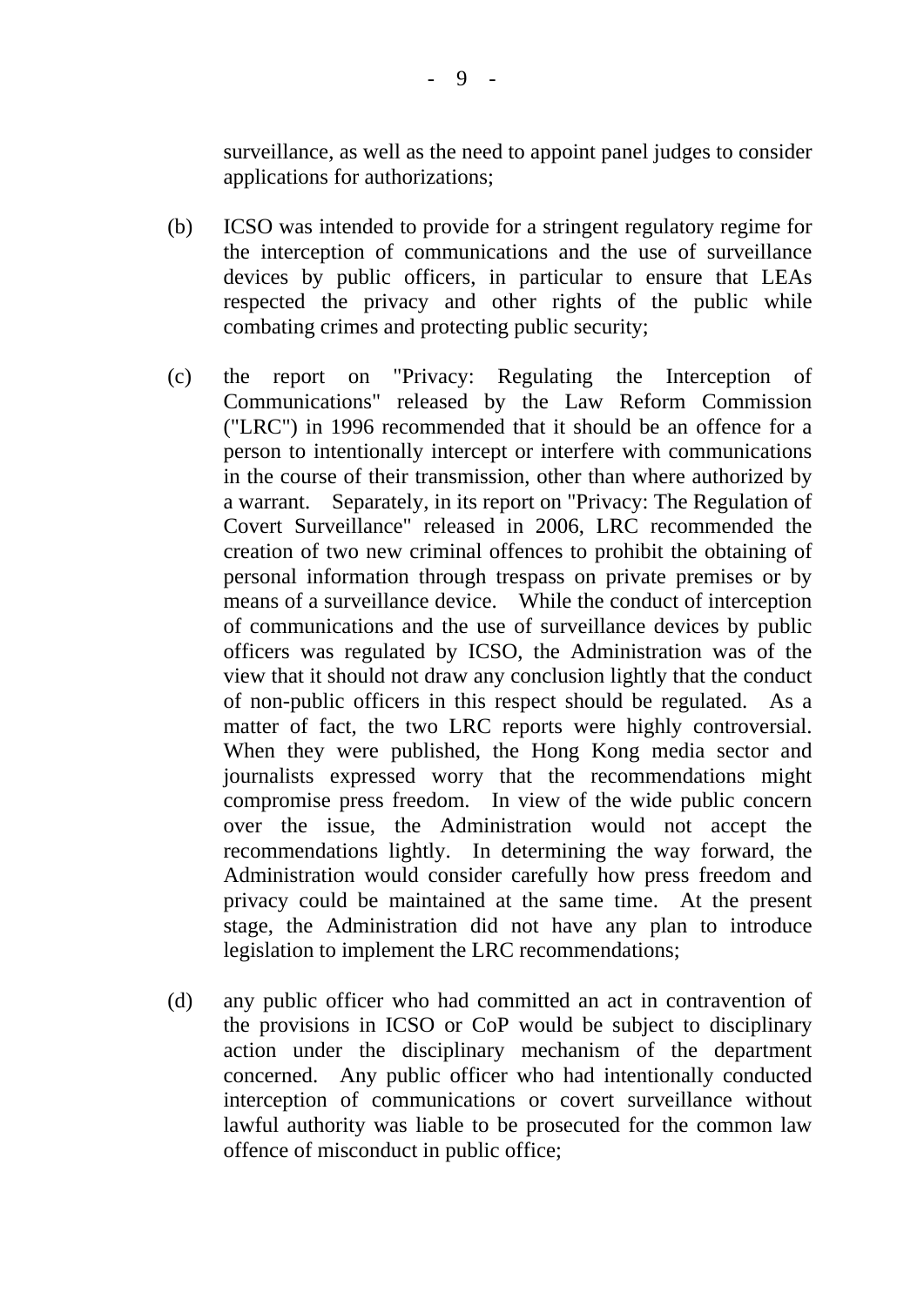surveillance, as well as the need to appoint panel judges to consider applications for authorizations;

(b) ICSO was intended to provide for a stringent regulatory regime for the interception of communications and the use of surveillance devices by public officers, in particular to ensure that LEAs respected the privacy and other rights of the public while combating crimes and protecting public security;

(c) the report on "Privacy: Regulating the Interception of Communications" released by the Law Reform Commission ("LRC") in 1996 recommended that it should be an offence for a person to intentionally intercept or interfere with communications in the course of their transmission, other than where authorized by a warrant. Separately, in its report on "Privacy: The Regulation of Covert Surveillance" released in 2006, LRC recommended the creation of two new criminal offences to prohibit the obtaining of personal information through trespass on private premises or by means of a surveillance device. While the conduct of interception of communications and the use of surveillance devices by public officers was regulated by ICSO, the Administration was of the view that it should not draw any conclusion lightly that the conduct of non-public officers in this respect should be regulated. As a matter of fact, the two LRC reports were highly controversial. When they were published, the Hong Kong media sector and journalists expressed worry that the recommendations might compromise press freedom. In view of the wide public concern over the issue, the Administration would not accept the recommendations lightly. In determining the way forward, the Administration would consider carefully how press freedom and privacy could be maintained at the same time. At the present stage, the Administration did not have any plan to introduce legislation to implement the LRC recommendations;

(d) any public officer who had committed an act in contravention of the provisions in ICSO or CoP would be subject to disciplinary action under the disciplinary mechanism of the department concerned. Any public officer who had intentionally conducted interception of communications or covert surveillance without lawful authority was liable to be prosecuted for the common law offence of misconduct in public office;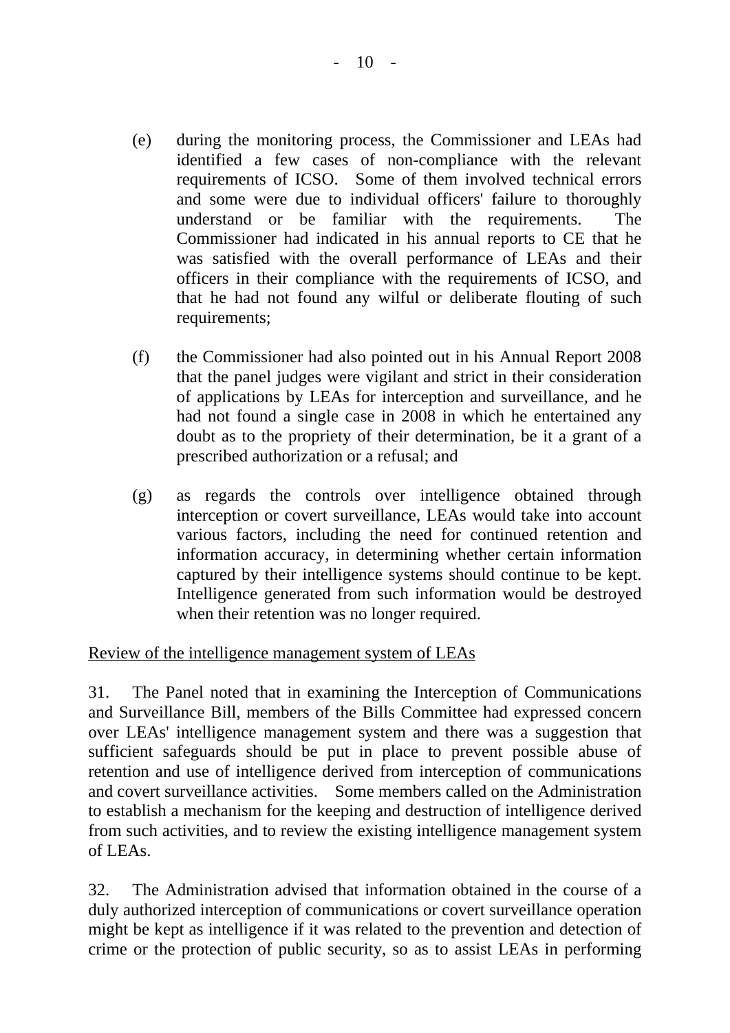(e) during the monitoring process, the Commissioner and LEAs had identified a few cases of non-compliance with the relevant requirements of ICSO. Some of them involved technical errors and some were due to individual officers' failure to thoroughly understand or be familiar with the requirements. The Commissioner had indicated in his annual reports to CE that he was satisfied with the overall performance of LEAs and their officers in their compliance with the requirements of ICSO, and that he had not found any wilful or deliberate flouting of such requirements;

(f) the Commissioner had also pointed out in his Annual Report 2008 that the panel judges were vigilant and strict in their consideration of applications by LEAs for interception and surveillance, and he had not found a single case in 2008 in which he entertained any doubt as to the propriety of their determination, be it a grant of a prescribed authorization or a refusal; and

(g) as regards the controls over intelligence obtained through interception or covert surveillance, LEAs would take into account various factors, including the need for continued retention and information accuracy, in determining whether certain information captured by their intelligence systems should continue to be kept. Intelligence generated from such information would be destroyed when their retention was no longer required.

<u>Review of the intelligence management system of LEAs</u>

31. The Panel noted that in examining the Interception of Communications and Surveillance Bill, members of the Bills Committee had expressed concern over LEAs' intelligence management system and there was a suggestion that sufficient safeguards should be put in place to prevent possible abuse of retention and use of intelligence derived from interception of communications and covert surveillance activities. Some members called on the Administration to establish a mechanism for the keeping and destruction of intelligence derived from such activities, and to review the existing intelligence management system of LEAs.

32. The Administration advised that information obtained in the course of a duly authorized interception of communications or covert surveillance operation might be kept as intelligence if it was related to the prevention and detection of crime or the protection of public security, so as to assist LEAs in performing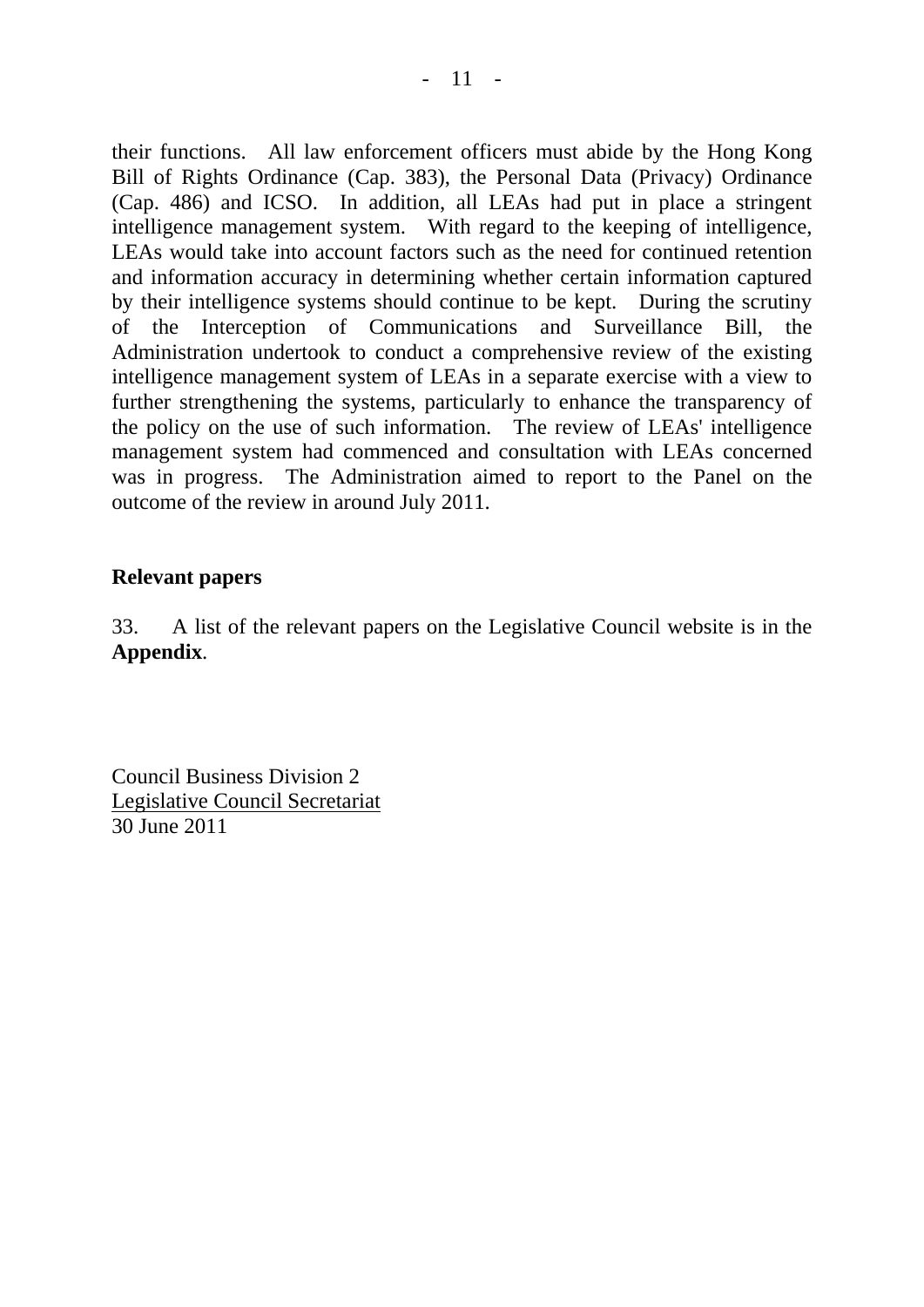their functions. All law enforcement officers must abide by the Hong Kong Bill of Rights Ordinance (Cap. 383), the Personal Data (Privacy) Ordinance (Cap. 486) and ICSO. In addition, all LEAs had put in place a stringent intelligence management system. With regard to the keeping of intelligence, LEAs would take into account factors such as the need for continued retention and information accuracy in determining whether certain information captured by their intelligence systems should continue to be kept. During the scrutiny of the Interception of Communications and Surveillance Bill, the Administration undertook to conduct a comprehensive review of the existing intelligence management system of LEAs in a separate exercise with a view to further strengthening the systems, particularly to enhance the transparency of the policy on the use of such information. The review of LEAs' intelligence management system had commenced and consultation with LEAs concerned was in progress. The Administration aimed to report to the Panel on the outcome of the review in around July 2011.

**Relevant papers**

33. A list of the relevant papers on the Legislative Council website is in the **Appendix**.

Council Business Division 2
Legislative Council Secretariat
30 June 2011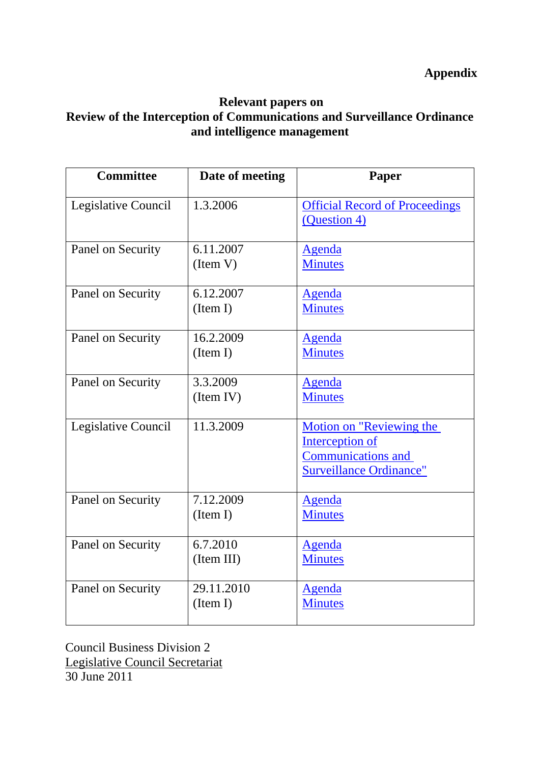**Appendix**

**Relevant papers on**
**Review of the Interception of Communications and Surveillance Ordinance and intelligence management**

| Committee | Date of meeting | Paper |
|---|---|---|
| Legislative Council | 1.3.2006 | Official Record of Proceedings (Question 4) |
| Panel on Security | 6.11.2007 (Item V) | Agenda<br>Minutes |
| Panel on Security | 6.12.2007 (Item I) | Agenda<br>Minutes |
| Panel on Security | 16.2.2009 (Item I) | Agenda<br>Minutes |
| Panel on Security | 3.3.2009 (Item IV) | Agenda<br>Minutes |
| Legislative Council | 11.3.2009 | Motion on "Reviewing the Interception of Communications and Surveillance Ordinance" |
| Panel on Security | 7.12.2009 (Item I) | Agenda<br>Minutes |
| Panel on Security | 6.7.2010 (Item III) | Agenda<br>Minutes |
| Panel on Security | 29.11.2010 (Item I) | Agenda<br>Minutes |

Council Business Division 2
Legislative Council Secretariat
30 June 2011